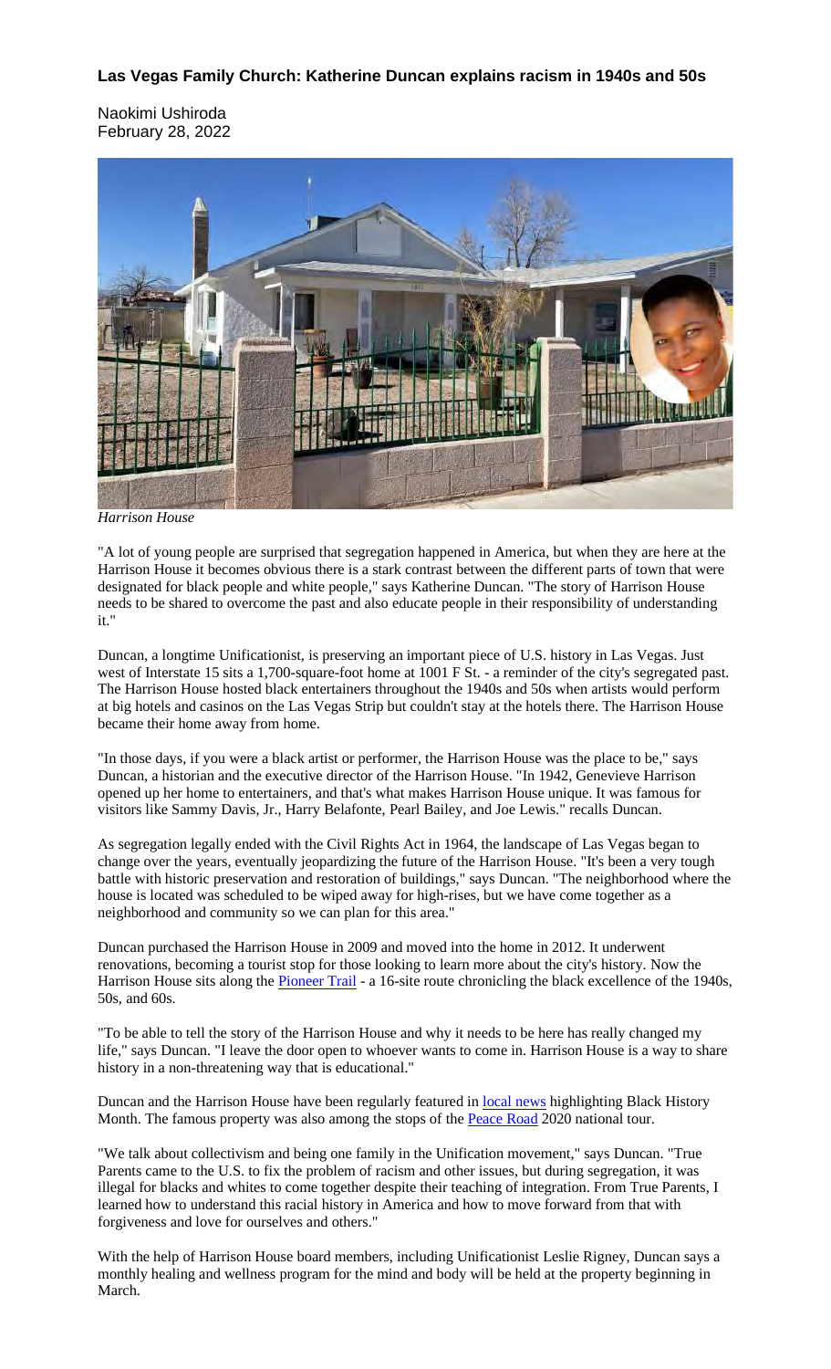# Las Vegas Family Church: Katherine Duncan explains racism in 1940s and 50s

Naokimi Ushiroda
February 28, 2022

*Harrison House*

"A lot of young people are surprised that segregation happened in America, but when they are here at the Harrison House it becomes obvious there is a stark contrast between the different parts of town that were designated for black people and white people," says Katherine Duncan. "The story of Harrison House needs to be shared to overcome the past and also educate people in their responsibility of understanding it."

Duncan, a longtime Unificationist, is preserving an important piece of U.S. history in Las Vegas. Just west of Interstate 15 sits a 1,700-square-foot home at 1001 F St. - a reminder of the city's segregated past. The Harrison House hosted black entertainers throughout the 1940s and 50s when artists would perform at big hotels and casinos on the Las Vegas Strip but couldn't stay at the hotels there. The Harrison House became their home away from home.

"In those days, if you were a black artist or performer, the Harrison House was the place to be," says Duncan, a historian and the executive director of the Harrison House. "In 1942, Genevieve Harrison opened up her home to entertainers, and that's what makes Harrison House unique. It was famous for visitors like Sammy Davis, Jr., Harry Belafonte, Pearl Bailey, and Joe Lewis." recalls Duncan.

As segregation legally ended with the Civil Rights Act in 1964, the landscape of Las Vegas began to change over the years, eventually jeopardizing the future of the Harrison House. "It's been a very tough battle with historic preservation and restoration of buildings," says Duncan. "The neighborhood where the house is located was scheduled to be wiped away for high-rises, but we have come together as a neighborhood and community so we can plan for this area."

Duncan purchased the Harrison House in 2009 and moved into the home in 2012. It underwent renovations, becoming a tourist stop for those looking to learn more about the city's history. Now the Harrison House sits along the Pioneer Trail - a 16-site route chronicling the black excellence of the 1940s, 50s, and 60s.

"To be able to tell the story of the Harrison House and why it needs to be here has really changed my life," says Duncan. "I leave the door open to whoever wants to come in. Harrison House is a way to share history in a non-threatening way that is educational."

Duncan and the Harrison House have been regularly featured in local news highlighting Black History Month. The famous property was also among the stops of the Peace Road 2020 national tour.

"We talk about collectivism and being one family in the Unification movement," says Duncan. "True Parents came to the U.S. to fix the problem of racism and other issues, but during segregation, it was illegal for blacks and whites to come together despite their teaching of integration. From True Parents, I learned how to understand this racial history in America and how to move forward from that with forgiveness and love for ourselves and others."

With the help of Harrison House board members, including Unificationist Leslie Rigney, Duncan says a monthly healing and wellness program for the mind and body will be held at the property beginning in March.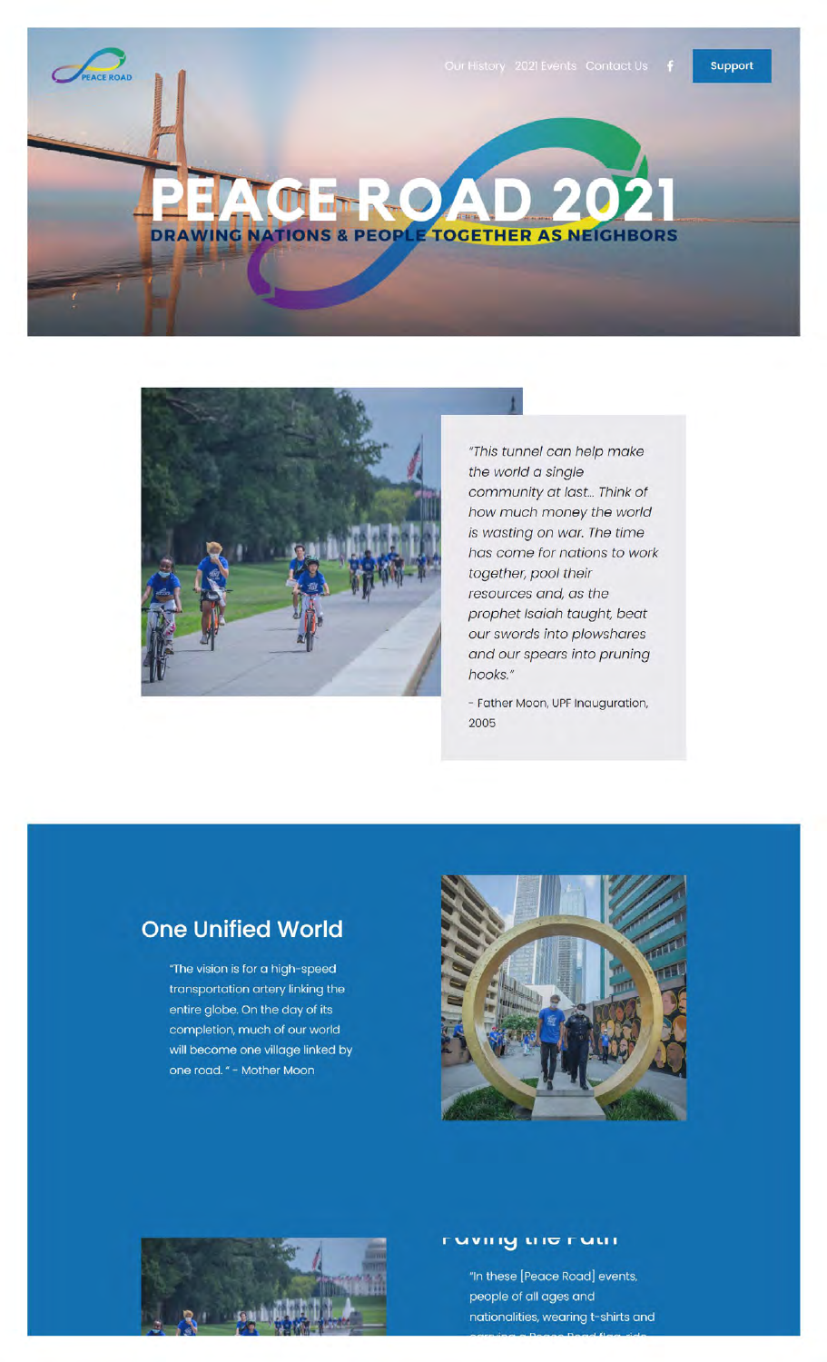Our History 2021 Events Contact Us Support

# PEACE ROAD 2021

## DRAWING NATIONS & PEOPLE TOGETHER AS NEIGHBORS

*"This tunnel can help make the world a single community at last... Think of how much money the world is wasting on war. The time has come for nations to work together, pool their resources and, as the prophet Isaiah taught, beat our swords into plowshares and our spears into pruning hooks."*

- Father Moon, UPF Inauguration, 2005

## One Unified World

"The vision is for a high-speed transportation artery linking the entire globe. On the day of its completion, much of our world will become one village linked by one road. " - Mother Moon

## Paving the Path

"In these [Peace Road] events, people of all ages and nationalities, wearing t-shirts and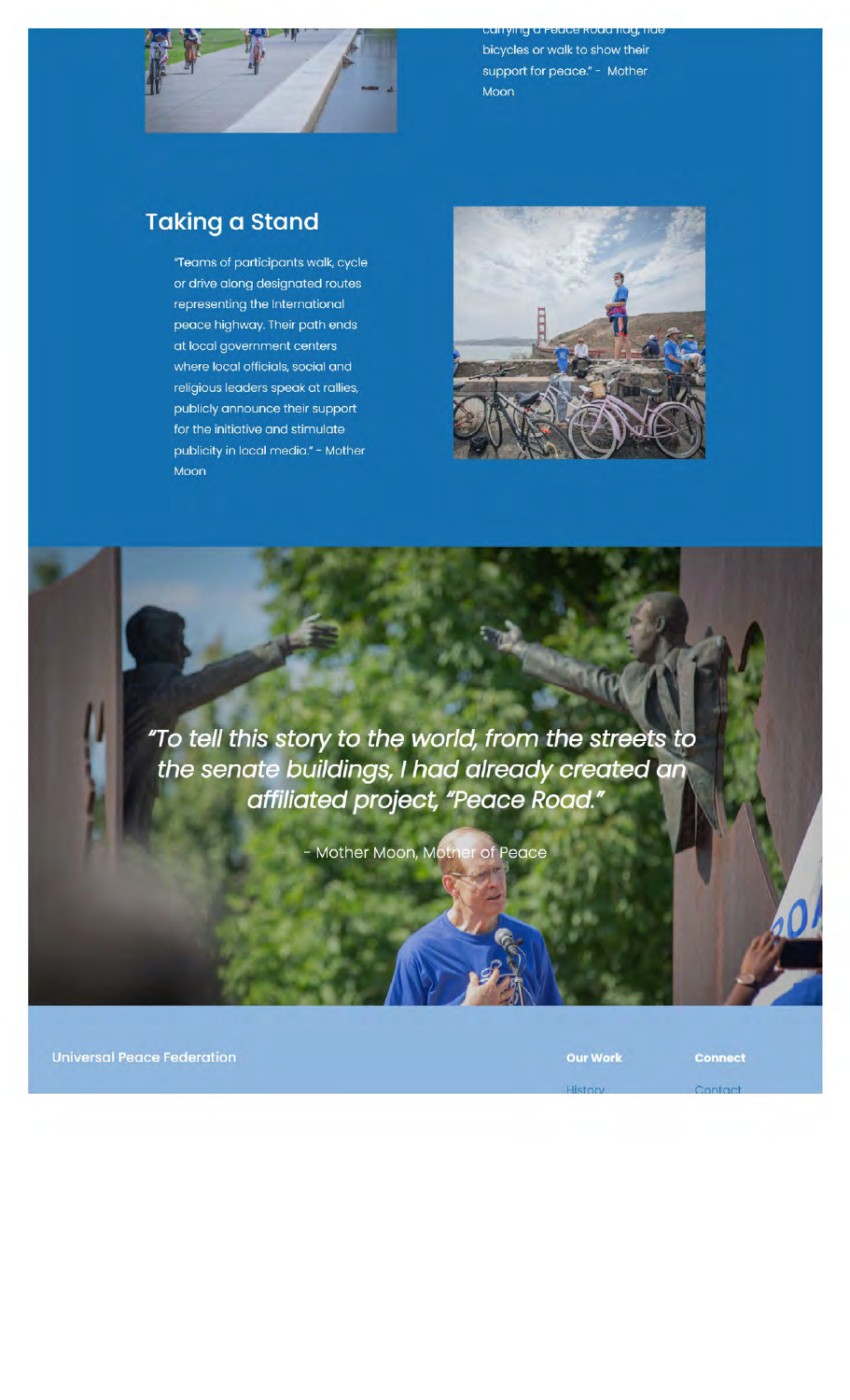carrying a Peace Road flag, ride bicycles or walk to show their support for peace." - Mother Moon

## Taking a Stand

"Teams of participants walk, cycle or drive along designated routes representing the International peace highway. Their path ends at local government centers where local officials, social and religious leaders speak at rallies, publicly announce their support for the initiative and stimulate publicity in local media." - Mother Moon

*"To tell this story to the world, from the streets to the senate buildings, I had already created an affiliated project, "Peace Road."*

- Mother Moon, Mother of Peace

**Universal Peace Federation**

**Our Work**

History

**Connect**

Contact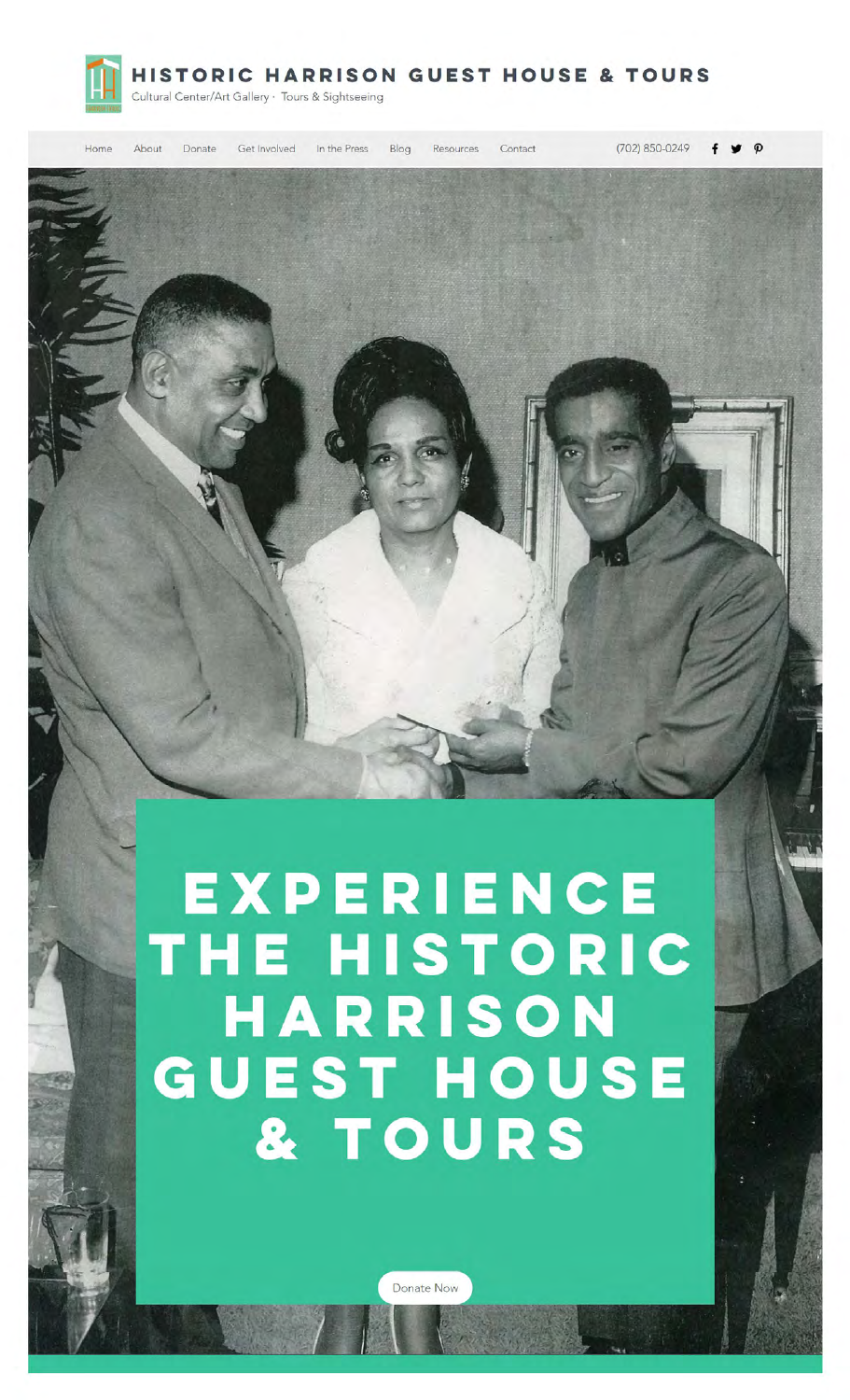# HISTORIC HARRISON GUEST HOUSE & TOURS

Cultural Center/Art Gallery · Tours & Sightseeing

Home | About | Donate | Get Involved | In the Press | Blog | Resources | Contact | (702) 850-0249

## EXPERIENCE THE HISTORIC HARRISON GUEST HOUSE & TOURS

Donate Now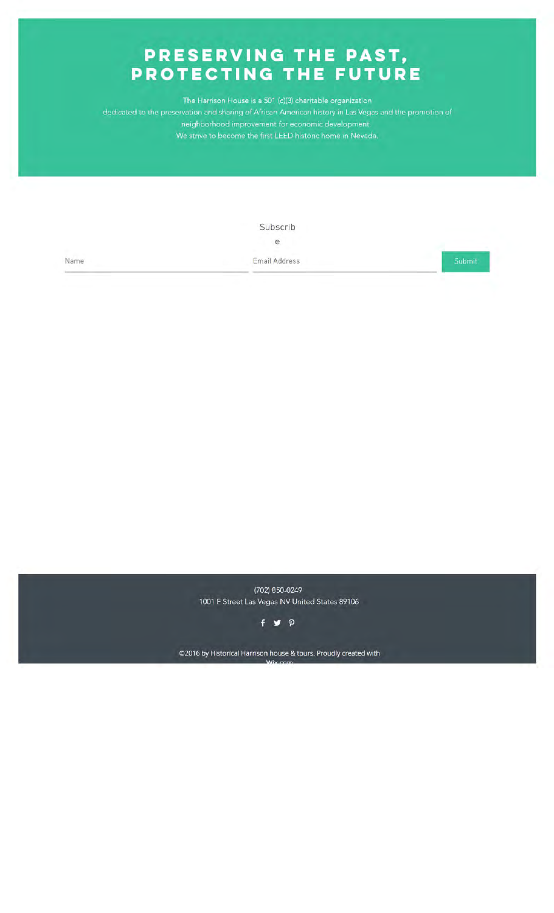# PRESERVING THE PAST, PROTECTING THE FUTURE

The Harrison House is a 501 (c)(3) charitable organization
dedicated to the preservation and sharing of African American history in Las Veges and the promotion of neighborhood improvement for economic development
We strive to become the first LEED historic home in Nevada.

Subscribe

Name

Email Address

Submit

(702) 850-0249
1001 F Street Las Vegas NV United States 89106

©2016 by Historical Harrison house & tours. Proudly created with Wix.com